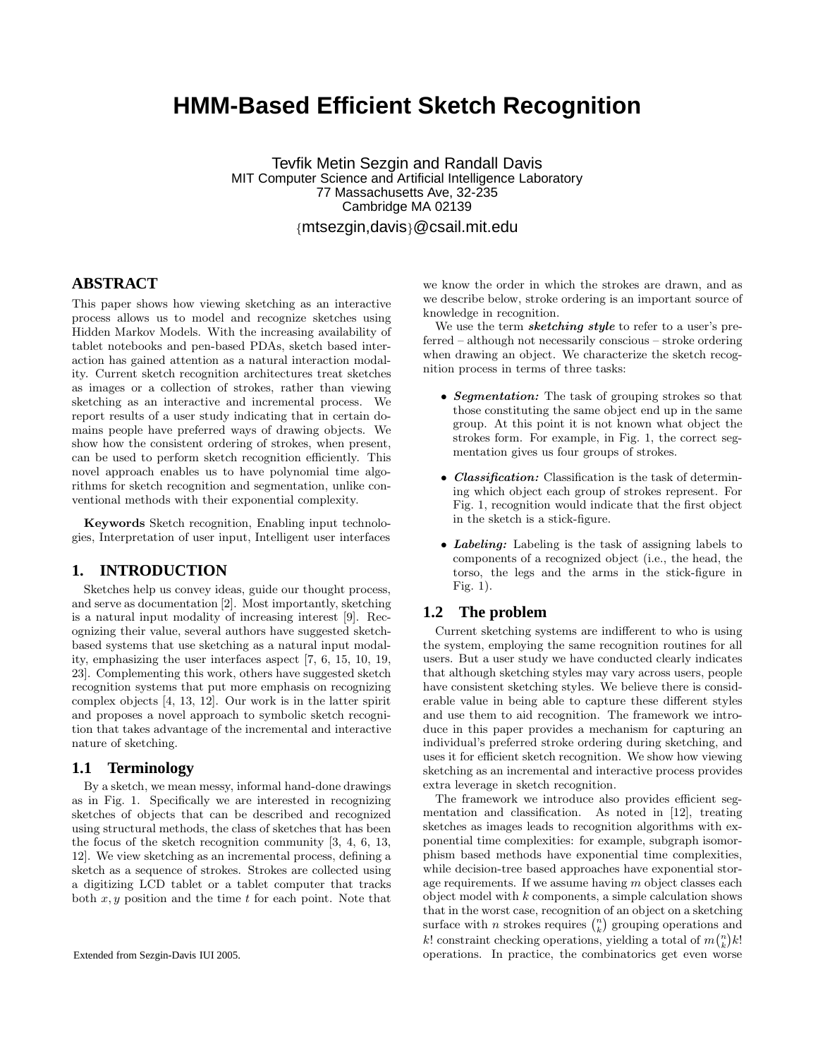# HMM-Based Efficient Sketch Recognition

Tevfik Metin Sezgin and Randall Davis
MIT Computer Science and Artificial Intelligence Laboratory
77 Massachusetts Ave, 32-235
Cambridge MA 02139
{mtsezgin,davis}@csail.mit.edu

## ABSTRACT

This paper shows how viewing sketching as an interactive process allows us to model and recognize sketches using Hidden Markov Models. With the increasing availability of tablet notebooks and pen-based PDAs, sketch based interaction has gained attention as a natural interaction modality. Current sketch recognition architectures treat sketches as images or a collection of strokes, rather than viewing sketching as an interactive and incremental process. We report results of a user study indicating that in certain domains people have preferred ways of drawing objects. We show how the consistent ordering of strokes, when present, can be used to perform sketch recognition efficiently. This novel approach enables us to have polynomial time algorithms for sketch recognition and segmentation, unlike conventional methods with their exponential complexity.

**Keywords** Sketch recognition, Enabling input technologies, Interpretation of user input, Intelligent user interfaces

## 1. INTRODUCTION

Sketches help us convey ideas, guide our thought process, and serve as documentation [2]. Most importantly, sketching is a natural input modality of increasing interest [9]. Recognizing their value, several authors have suggested sketch-based systems that use sketching as a natural input modality, emphasizing the user interfaces aspect [7, 6, 15, 10, 19, 23]. Complementing this work, others have suggested sketch recognition systems that put more emphasis on recognizing complex objects [4, 13, 12]. Our work is in the latter spirit and proposes a novel approach to symbolic sketch recognition that takes advantage of the incremental and interactive nature of sketching.

### 1.1 Terminology

By a sketch, we mean messy, informal hand-done drawings as in Fig. 1. Specifically we are interested in recognizing sketches of objects that can be described and recognized using structural methods, the class of sketches that has been the focus of the sketch recognition community [3, 4, 6, 13, 12]. We view sketching as an incremental process, defining a sketch as a sequence of strokes. Strokes are collected using a digitizing LCD tablet or a tablet computer that tracks both $x, y$ position and the time $t$ for each point. Note that we know the order in which the strokes are drawn, and as we describe below, stroke ordering is an important source of knowledge in recognition.

We use the term ***sketching style*** to refer to a user's preferred – although not necessarily conscious – stroke ordering when drawing an object. We characterize the sketch recognition process in terms of three tasks:

- ***Segmentation:*** The task of grouping strokes so that those constituting the same object end up in the same group. At this point it is not known what object the strokes form. For example, in Fig. 1, the correct segmentation gives us four groups of strokes.
- ***Classification:*** Classification is the task of determining which object each group of strokes represent. For Fig. 1, recognition would indicate that the first object in the sketch is a stick-figure.
- ***Labeling:*** Labeling is the task of assigning labels to components of a recognized object (i.e., the head, the torso, the legs and the arms in the stick-figure in Fig. 1).

### 1.2 The problem

Current sketching systems are indifferent to who is using the system, employing the same recognition routines for all users. But a user study we have conducted clearly indicates that although sketching styles may vary across users, people have consistent sketching styles. We believe there is considerable value in being able to capture these different styles and use them to aid recognition. The framework we introduce in this paper provides a mechanism for capturing an individual's preferred stroke ordering during sketching, and uses it for efficient sketch recognition. We show how viewing sketching as an incremental and interactive process provides extra leverage in sketch recognition.

The framework we introduce also provides efficient segmentation and classification. As noted in [12], treating sketches as images leads to recognition algorithms with exponential time complexities: for example, subgraph isomorphism based methods have exponential time complexities, while decision-tree based approaches have exponential storage requirements. If we assume having $m$ object classes each object model with $k$ components, a simple calculation shows that in the worst case, recognition of an object on a sketching surface with $n$ strokes requires $\binom{n}{k}$ grouping operations and $k!$ constraint checking operations, yielding a total of $m\binom{n}{k}k!$ operations. In practice, the combinatorics get even worse

Extended from Sezgin-Davis IUI 2005.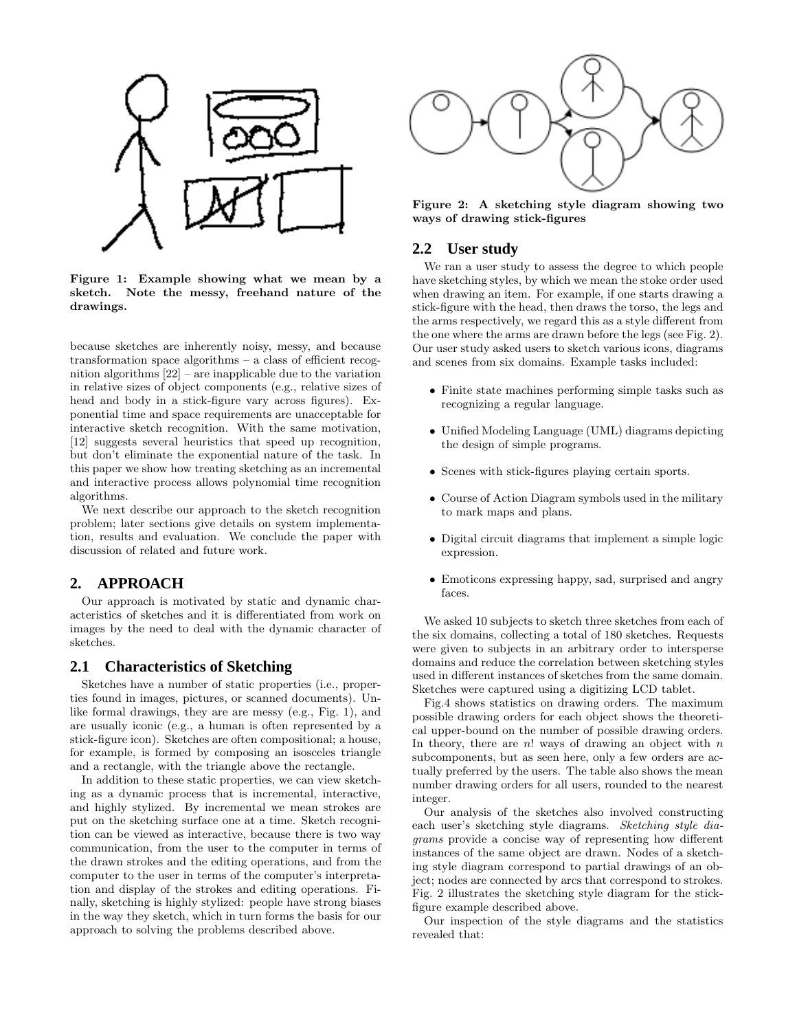Figure 1: Example showing what we mean by a sketch. Note the messy, freehand nature of the drawings.

because sketches are inherently noisy, messy, and because transformation space algorithms – a class of efficient recognition algorithms [22] – are inapplicable due to the variation in relative sizes of object components (e.g., relative sizes of head and body in a stick-figure vary across figures). Exponential time and space requirements are unacceptable for interactive sketch recognition. With the same motivation, [12] suggests several heuristics that speed up recognition, but don't eliminate the exponential nature of the task. In this paper we show how treating sketching as an incremental and interactive process allows polynomial time recognition algorithms.

We next describe our approach to the sketch recognition problem; later sections give details on system implementation, results and evaluation. We conclude the paper with discussion of related and future work.

## 2. APPROACH

Our approach is motivated by static and dynamic characteristics of sketches and it is differentiated from work on images by the need to deal with the dynamic character of sketches.

### 2.1 Characteristics of Sketching

Sketches have a number of static properties (i.e., properties found in images, pictures, or scanned documents). Unlike formal drawings, they are are messy (e.g., Fig. 1), and are usually iconic (e.g., a human is often represented by a stick-figure icon). Sketches are often compositional; a house, for example, is formed by composing an isosceles triangle and a rectangle, with the triangle above the rectangle.

In addition to these static properties, we can view sketching as a dynamic process that is incremental, interactive, and highly stylized. By incremental we mean strokes are put on the sketching surface one at a time. Sketch recognition can be viewed as interactive, because there is two way communication, from the user to the computer in terms of the drawn strokes and the editing operations, and from the computer to the user in terms of the computer's interpretation and display of the strokes and editing operations. Finally, sketching is highly stylized: people have strong biases in the way they sketch, which in turn forms the basis for our approach to solving the problems described above.

Figure 2: A sketching style diagram showing two ways of drawing stick-figures

### 2.2 User study

We ran a user study to assess the degree to which people have sketching styles, by which we mean the stoke order used when drawing an item. For example, if one starts drawing a stick-figure with the head, then draws the torso, the legs and the arms respectively, we regard this as a style different from the one where the arms are drawn before the legs (see Fig. 2). Our user study asked users to sketch various icons, diagrams and scenes from six domains. Example tasks included:

- Finite state machines performing simple tasks such as recognizing a regular language.
- Unified Modeling Language (UML) diagrams depicting the design of simple programs.
- Scenes with stick-figures playing certain sports.
- Course of Action Diagram symbols used in the military to mark maps and plans.
- Digital circuit diagrams that implement a simple logic expression.
- Emoticons expressing happy, sad, surprised and angry faces.

We asked 10 subjects to sketch three sketches from each of the six domains, collecting a total of 180 sketches. Requests were given to subjects in an arbitrary order to intersperse domains and reduce the correlation between sketching styles used in different instances of sketches from the same domain. Sketches were captured using a digitizing LCD tablet.

Fig.4 shows statistics on drawing orders. The maximum possible drawing orders for each object shows the theoretical upper-bound on the number of possible drawing orders. In theory, there are $n!$ ways of drawing an object with $n$ subcomponents, but as seen here, only a few orders are actually preferred by the users. The table also shows the mean number drawing orders for all users, rounded to the nearest integer.

Our analysis of the sketches also involved constructing each user's sketching style diagrams. *Sketching style diagrams* provide a concise way of representing how different instances of the same object are drawn. Nodes of a sketching style diagram correspond to partial drawings of an object; nodes are connected by arcs that correspond to strokes. Fig. 2 illustrates the sketching style diagram for the stick-figure example described above.

Our inspection of the style diagrams and the statistics revealed that: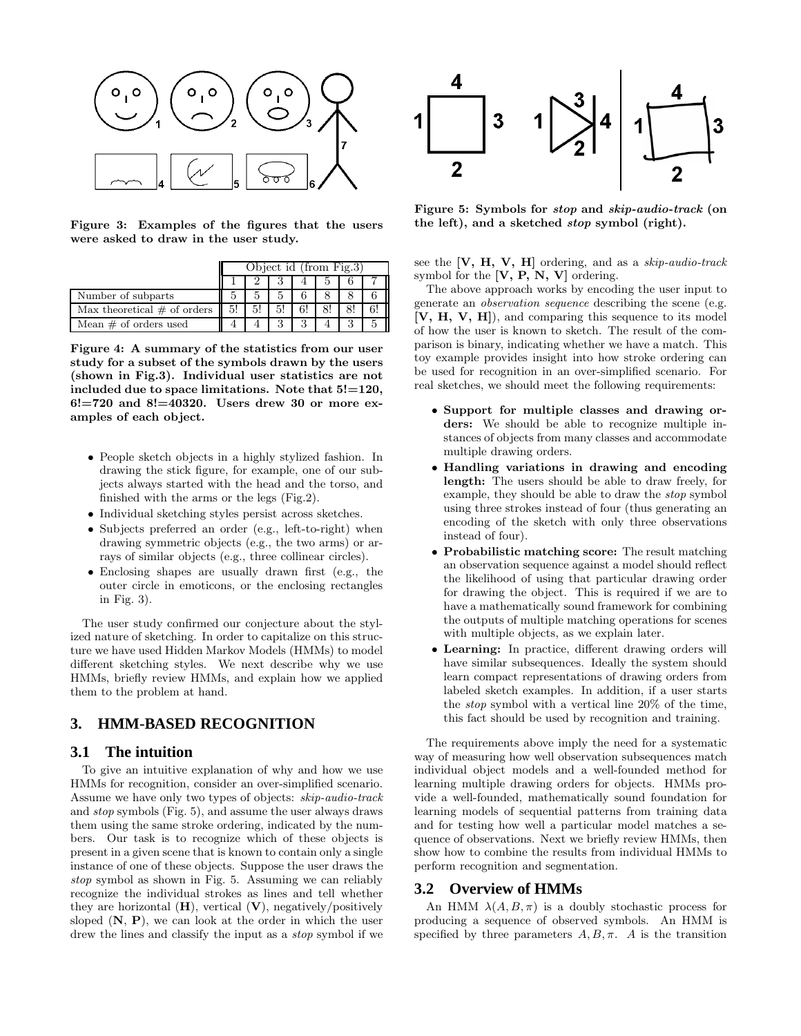Figure 3: Examples of the figures that the users were asked to draw in the user study.

| | Object id (from Fig.3) | | | | | | |
|---|---|---|---|---|---|---|---|
| | 1 | 2 | 3 | 4 | 5 | 6 | 7 |
| Number of subparts | 5 | 5 | 5 | 6 | 8 | 8 | 6 |
| Max theoretical # of orders | 5! | 5! | 5! | 6! | 8! | 8! | 6! |
| Mean # of orders used | 4 | 4 | 3 | 3 | 4 | 3 | 5 |

**Figure 4: A summary of the statistics from our user study for a subset of the symbols drawn by the users (shown in Fig.3). Individual user statistics are not included due to space limitations. Note that 5!=120, 6!=720 and 8!=40320. Users drew 30 or more examples of each object.**

- People sketch objects in a highly stylized fashion. In drawing the stick figure, for example, one of our subjects always started with the head and the torso, and finished with the arms or the legs (Fig.2).
- Individual sketching styles persist across sketches.
- Subjects preferred an order (e.g., left-to-right) when drawing symmetric objects (e.g., the two arms) or arrays of similar objects (e.g., three collinear circles).
- Enclosing shapes are usually drawn first (e.g., the outer circle in emoticons, or the enclosing rectangles in Fig. 3).

The user study confirmed our conjecture about the stylized nature of sketching. In order to capitalize on this structure we have used Hidden Markov Models (HMMs) to model different sketching styles. We next describe why we use HMMs, briefly review HMMs, and explain how we applied them to the problem at hand.

## 3. HMM-BASED RECOGNITION

### 3.1 The intuition

To give an intuitive explanation of why and how we use HMMs for recognition, consider an over-simplified scenario. Assume we have only two types of objects: *skip-audio-track* and *stop* symbols (Fig. 5), and assume the user always draws them using the same stroke ordering, indicated by the numbers. Our task is to recognize which of these objects is present in a given scene that is known to contain only a single instance of one of these objects. Suppose the user draws the *stop* symbol as shown in Fig. 5. Assuming we can reliably recognize the individual strokes as lines and tell whether they are horizontal (**H**), vertical (**V**), negatively/positively sloped (**N**, **P**), we can look at the order in which the user drew the lines and classify the input as a *stop* symbol if we

**Figure 5: Symbols for *stop* and *skip-audio-track* (on the left), and a sketched *stop* symbol (right).**

see the [**V, H, V, H**] ordering, and as a *skip-audio-track* symbol for the [**V, P, N, V**] ordering.

The above approach works by encoding the user input to generate an *observation sequence* describing the scene (e.g. [**V, H, V, H**]), and comparing this sequence to its model of how the user is known to sketch. The result of the comparison is binary, indicating whether we have a match. This toy example provides insight into how stroke ordering can be used for recognition in an over-simplified scenario. For real sketches, we should meet the following requirements:

- **Support for multiple classes and drawing orders:** We should be able to recognize multiple instances of objects from many classes and accommodate multiple drawing orders.
- **Handling variations in drawing and encoding length:** The users should be able to draw freely, for example, they should be able to draw the *stop* symbol using three strokes instead of four (thus generating an encoding of the sketch with only three observations instead of four).
- **Probabilistic matching score:** The result matching an observation sequence against a model should reflect the likelihood of using that particular drawing order for drawing the object. This is required if we are to have a mathematically sound framework for combining the outputs of multiple matching operations for scenes with multiple objects, as we explain later.
- **Learning:** In practice, different drawing orders will have similar subsequences. Ideally the system should learn compact representations of drawing orders from labeled sketch examples. In addition, if a user starts the *stop* symbol with a vertical line 20% of the time, this fact should be used by recognition and training.

The requirements above imply the need for a systematic way of measuring how well observation subsequences match individual object models and a well-founded method for learning multiple drawing orders for objects. HMMs provide a well-founded, mathematically sound foundation for learning models of sequential patterns from training data and for testing how well a particular model matches a sequence of observations. Next we briefly review HMMs, then show how to combine the results from individual HMMs to perform recognition and segmentation.

### 3.2 Overview of HMMs

An HMM $\lambda(A, B, \pi)$ is a doubly stochastic process for producing a sequence of observed symbols. An HMM is specified by three parameters $A, B, \pi$. $A$ is the transition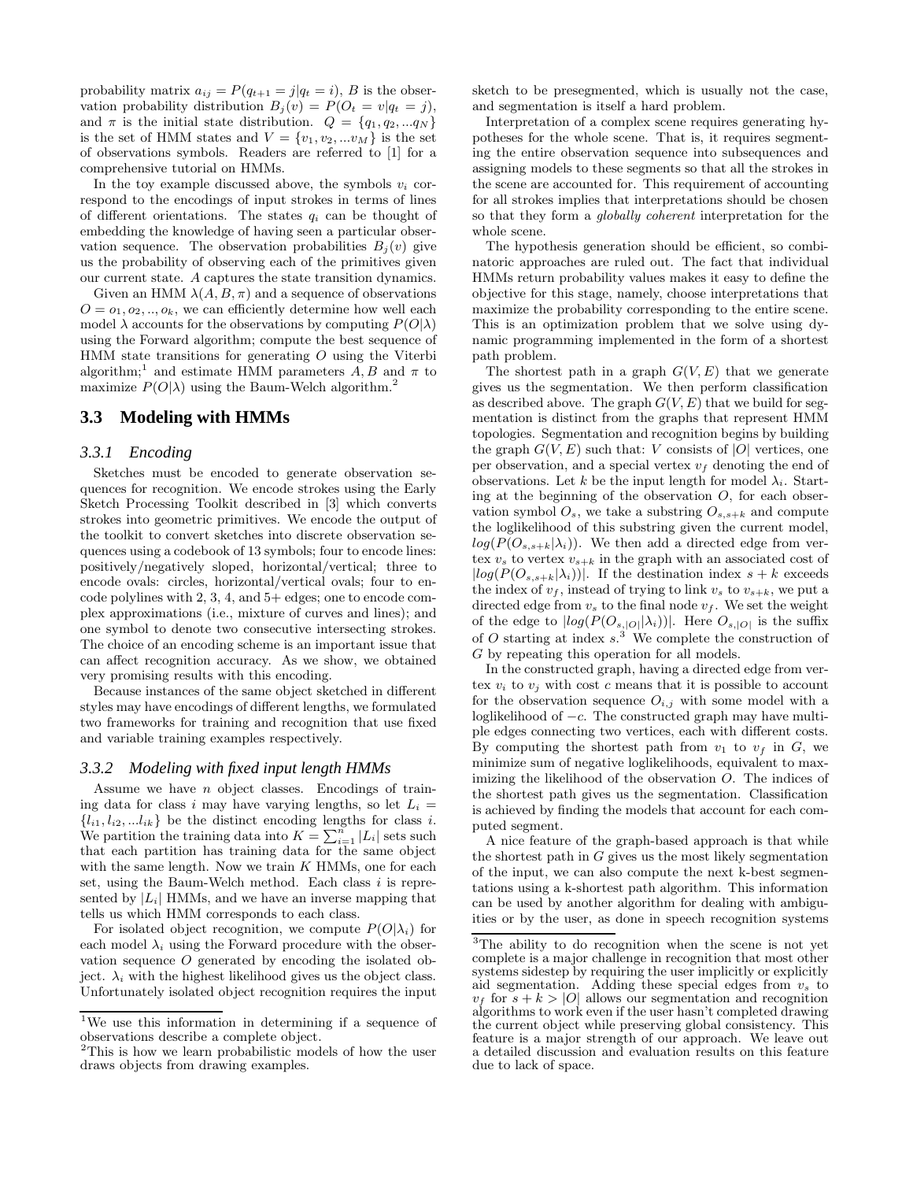probability matrix $a_{ij} = P(q_{t+1} = j|q_t = i)$, $B$ is the observation probability distribution $B_j(v) = P(O_t = v|q_t = j)$, and $\pi$ is the initial state distribution. $Q = \{q_1, q_2, ...q_N\}$ is the set of HMM states and $V = \{v_1, v_2, ...v_M\}$ is the set of observations symbols. Readers are referred to [1] for a comprehensive tutorial on HMMs.

In the toy example discussed above, the symbols $v_i$ correspond to the encodings of input strokes in terms of lines of different orientations. The states $q_i$ can be thought of embedding the knowledge of having seen a particular observation sequence. The observation probabilities $B_j(v)$ give us the probability of observing each of the primitives given our current state. $A$ captures the state transition dynamics.

Given an HMM $\lambda(A, B, \pi)$ and a sequence of observations $O = o_1, o_2, .., o_k$, we can efficiently determine how well each model $\lambda$ accounts for the observations by computing $P(O|\lambda)$ using the Forward algorithm; compute the best sequence of HMM state transitions for generating $O$ using the Viterbi algorithm;[1] and estimate HMM parameters $A, B$ and $\pi$ to maximize $P(O|\lambda)$ using the Baum-Welch algorithm.[2]

## 3.3 Modeling with HMMs

### 3.3.1 Encoding

Sketches must be encoded to generate observation sequences for recognition. We encode strokes using the Early Sketch Processing Toolkit described in [3] which converts strokes into geometric primitives. We encode the output of the toolkit to convert sketches into discrete observation sequences using a codebook of 13 symbols; four to encode lines: positively/negatively sloped, horizontal/vertical; three to encode ovals: circles, horizontal/vertical ovals; four to encode polylines with 2, 3, 4, and 5+ edges; one to encode complex approximations (i.e., mixture of curves and lines); and one symbol to denote two consecutive intersecting strokes. The choice of an encoding scheme is an important issue that can affect recognition accuracy. As we show, we obtained very promising results with this encoding.

Because instances of the same object sketched in different styles may have encodings of different lengths, we formulated two frameworks for training and recognition that use fixed and variable training examples respectively.

### 3.3.2 Modeling with fixed input length HMMs

Assume we have $n$ object classes. Encodings of training data for class $i$ may have varying lengths, so let $L_i = \{l_{i1}, l_{i2}, ...l_{ik}\}$ be the distinct encoding lengths for class $i$. We partition the training data into $K = \sum_{i=1}^{n} |L_i|$ sets such that each partition has training data for the same object with the same length. Now we train $K$ HMMs, one for each set, using the Baum-Welch method. Each class $i$ is represented by $|L_i|$ HMMs, and we have an inverse mapping that tells us which HMM corresponds to each class.

For isolated object recognition, we compute $P(O|\lambda_i)$ for each model $\lambda_i$ using the Forward procedure with the observation sequence $O$ generated by encoding the isolated object. $\lambda_i$ with the highest likelihood gives us the object class. Unfortunately isolated object recognition requires the input sketch to be presegmented, which is usually not the case, and segmentation is itself a hard problem.

Interpretation of a complex scene requires generating hypotheses for the whole scene. That is, it requires segmenting the entire observation sequence into subsequences and assigning models to these segments so that all the strokes in the scene are accounted for. This requirement of accounting for all strokes implies that interpretations should be chosen so that they form a *globally coherent* interpretation for the whole scene.

The hypothesis generation should be efficient, so combinatoric approaches are ruled out. The fact that individual HMMs return probability values makes it easy to define the objective for this stage, namely, choose interpretations that maximize the probability corresponding to the entire scene. This is an optimization problem that we solve using dynamic programming implemented in the form of a shortest path problem.

The shortest path in a graph $G(V, E)$ that we generate gives us the segmentation. We then perform classification as described above. The graph $G(V, E)$ that we build for segmentation is distinct from the graphs that represent HMM topologies. Segmentation and recognition begins by building the graph $G(V, E)$ such that: $V$ consists of $|O|$ vertices, one per observation, and a special vertex $v_f$ denoting the end of observations. Let $k$ be the input length for model $\lambda_i$. Starting at the beginning of the observation $O$, for each observation symbol $O_s$, we take a substring $O_{s,s+k}$ and compute the loglikelihood of this substring given the current model, $log(P(O_{s,s+k}|\lambda_i))$. We then add a directed edge from vertex $v_s$ to vertex $v_{s+k}$ in the graph with an associated cost of $|log(P(O_{s,s+k}|\lambda_i))|$. If the destination index $s + k$ exceeds the index of $v_f$, instead of trying to link $v_s$ to $v_{s+k}$, we put a directed edge from $v_s$ to the final node $v_f$. We set the weight of the edge to $|log(P(O_{s,|O|}|\lambda_i))|$. Here $O_{s,|O|}$ is the suffix of $O$ starting at index $s$.[3] We complete the construction of $G$ by repeating this operation for all models.

In the constructed graph, having a directed edge from vertex $v_i$ to $v_j$ with cost $c$ means that it is possible to account for the observation sequence $O_{i,j}$ with some model with a loglikelihood of $-c$. The constructed graph may have multiple edges connecting two vertices, each with different costs. By computing the shortest path from $v_1$ to $v_f$ in $G$, we minimize sum of negative loglikelihoods, equivalent to maximizing the likelihood of the observation $O$. The indices of the shortest path gives us the segmentation. Classification is achieved by finding the models that account for each computed segment.

A nice feature of the graph-based approach is that while the shortest path in $G$ gives us the most likely segmentation of the input, we can also compute the next k-best segmentations using a k-shortest path algorithm. This information can be used by another algorithm for dealing with ambiguities or by the user, as done in speech recognition systems

---

[1] We use this information in determining if a sequence of observations describe a complete object.

[2] This is how we learn probabilistic models of how the user draws objects from drawing examples.

[3] The ability to do recognition when the scene is not yet complete is a major challenge in recognition that most other systems sidestep by requiring the user implicitly or explicitly aid segmentation. Adding these special edges from $v_s$ to $v_f$ for $s + k > |O|$ allows our segmentation and recognition algorithms to work even if the user hasn't completed drawing the current object while preserving global consistency. This feature is a major strength of our approach. We leave out a detailed discussion and evaluation results on this feature due to lack of space.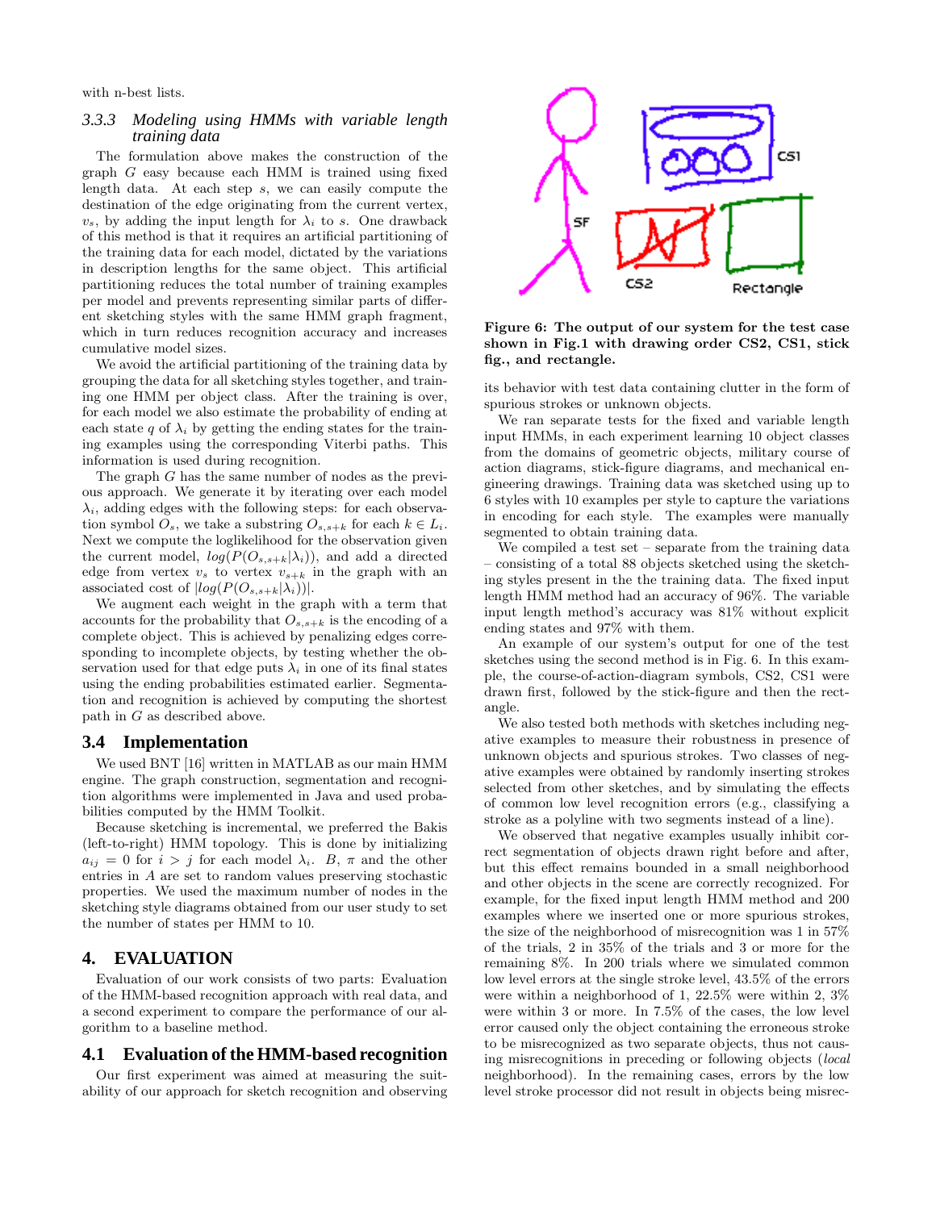with n-best lists.

### 3.3.3 Modeling using HMMs with variable length training data

The formulation above makes the construction of the graph $G$ easy because each HMM is trained using fixed length data. At each step $s$, we can easily compute the destination of the edge originating from the current vertex, $v_s$, by adding the input length for $\lambda_i$ to $s$. One drawback of this method is that it requires an artificial partitioning of the training data for each model, dictated by the variations in description lengths for the same object. This artificial partitioning reduces the total number of training examples per model and prevents representing similar parts of different sketching styles with the same HMM graph fragment, which in turn reduces recognition accuracy and increases cumulative model sizes.

We avoid the artificial partitioning of the training data by grouping the data for all sketching styles together, and training one HMM per object class. After the training is over, for each model we also estimate the probability of ending at each state $q$ of $\lambda_i$ by getting the ending states for the training examples using the corresponding Viterbi paths. This information is used during recognition.

The graph $G$ has the same number of nodes as the previous approach. We generate it by iterating over each model $\lambda_i$, adding edges with the following steps: for each observation symbol $O_s$, we take a substring $O_{s,s+k}$ for each $k \in L_i$. Next we compute the loglikelihood for the observation given the current model, $log(P(O_{s,s+k}|\lambda_i))$, and add a directed edge from vertex $v_s$ to vertex $v_{s+k}$ in the graph with an associated cost of $|log(P(O_{s,s+k}|\lambda_i))|$.

We augment each weight in the graph with a term that accounts for the probability that $O_{s,s+k}$ is the encoding of a complete object. This is achieved by penalizing edges corresponding to incomplete objects, by testing whether the observation used for that edge puts $\lambda_i$ in one of its final states using the ending probabilities estimated earlier. Segmentation and recognition is achieved by computing the shortest path in $G$ as described above.

## 3.4 Implementation

We used BNT [16] written in MATLAB as our main HMM engine. The graph construction, segmentation and recognition algorithms were implemented in Java and used probabilities computed by the HMM Toolkit.

Because sketching is incremental, we preferred the Bakis (left-to-right) HMM topology. This is done by initializing $a_{ij} = 0$ for $i > j$ for each model $\lambda_i$. $B$, $\pi$ and the other entries in $A$ are set to random values preserving stochastic properties. We used the maximum number of nodes in the sketching style diagrams obtained from our user study to set the number of states per HMM to 10.

# 4. EVALUATION

Evaluation of our work consists of two parts: Evaluation of the HMM-based recognition approach with real data, and a second experiment to compare the performance of our algorithm to a baseline method.

## 4.1 Evaluation of the HMM-based recognition

Our first experiment was aimed at measuring the suitability of our approach for sketch recognition and observing its behavior with test data containing clutter in the form of spurious strokes or unknown objects.

**Figure 6: The output of our system for the test case shown in Fig.1 with drawing order CS2, CS1, stick fig., and rectangle.**

We ran separate tests for the fixed and variable length input HMMs, in each experiment learning 10 object classes from the domains of geometric objects, military course of action diagrams, stick-figure diagrams, and mechanical engineering drawings. Training data was sketched using up to 6 styles with 10 examples per style to capture the variations in encoding for each style. The examples were manually segmented to obtain training data.

We compiled a test set – separate from the training data – consisting of a total 88 objects sketched using the sketching styles present in the the training data. The fixed input length HMM method had an accuracy of 96%. The variable input length method's accuracy was 81% without explicit ending states and 97% with them.

An example of our system's output for one of the test sketches using the second method is in Fig. 6. In this example, the course-of-action-diagram symbols, CS2, CS1 were drawn first, followed by the stick-figure and then the rectangle.

We also tested both methods with sketches including negative examples to measure their robustness in presence of unknown objects and spurious strokes. Two classes of negative examples were obtained by randomly inserting strokes selected from other sketches, and by simulating the effects of common low level recognition errors (e.g., classifying a stroke as a polyline with two segments instead of a line).

We observed that negative examples usually inhibit correct segmentation of objects drawn right before and after, but this effect remains bounded in a small neighborhood and other objects in the scene are correctly recognized. For example, for the fixed input length HMM method and 200 examples where we inserted one or more spurious strokes, the size of the neighborhood of misrecognition was 1 in 57% of the trials, 2 in 35% of the trials and 3 or more for the remaining 8%. In 200 trials where we simulated common low level errors at the single stroke level, 43.5% of the errors were within a neighborhood of 1, 22.5% were within 2, 3% were within 3 or more. In 7.5% of the cases, the low level error caused only the object containing the erroneous stroke to be misrecognized as two separate objects, thus not causing misrecognitions in preceding or following objects (*local* neighborhood). In the remaining cases, errors by the low level stroke processor did not result in objects being misrec-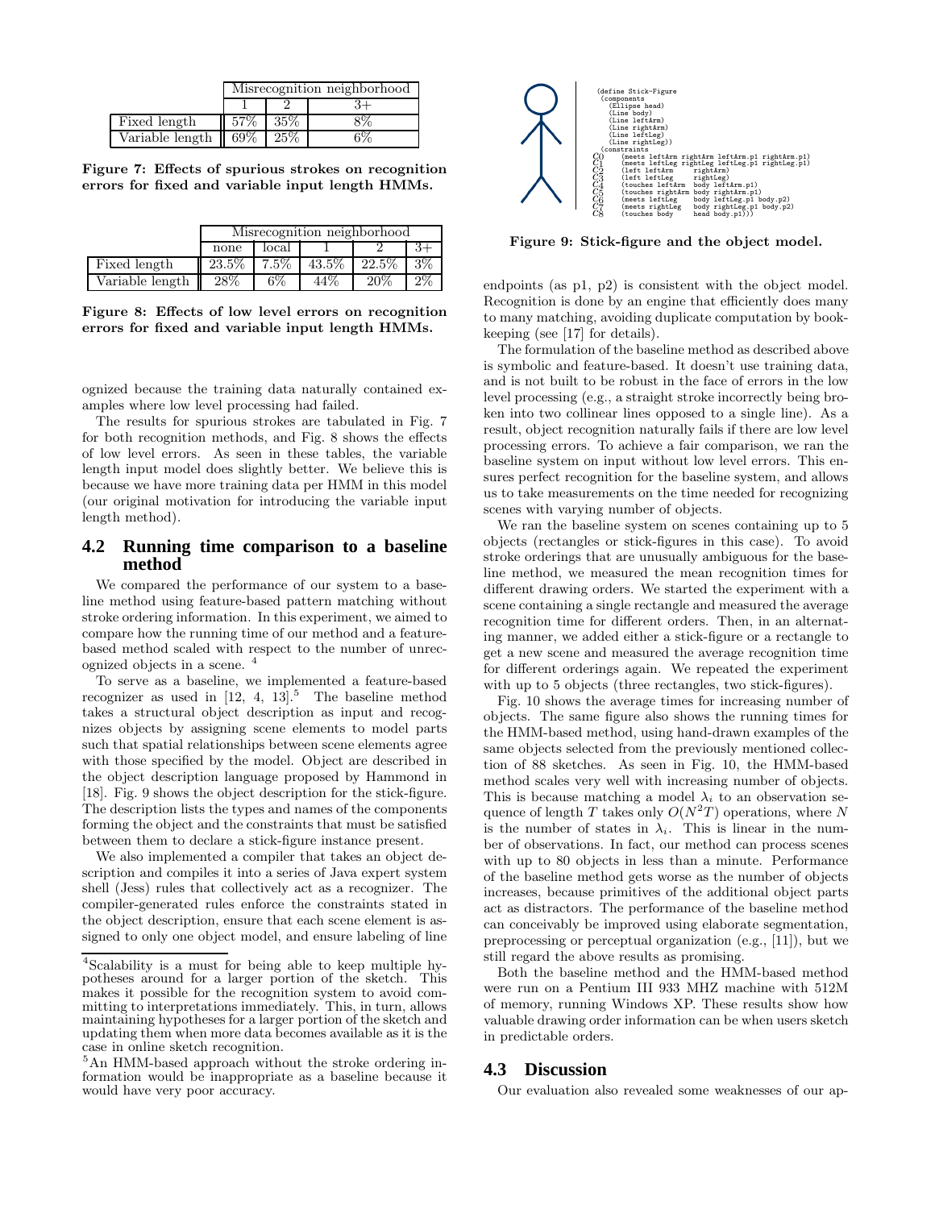| | Misrecognition neighborhood | | |
|---|---|---|---|
| | 1 | 2 | 3+ |
| Fixed length | 57% | 35% | 8% |
| Variable length | 69% | 25% | 6% |

**Figure 7: Effects of spurious strokes on recognition errors for fixed and variable input length HMMs.**

| | Misrecognition neighborhood | | | | |
|---|---|---|---|---|---|
| | none | local | 1 | 2 | 3+ |
| Fixed length | 23.5% | 7.5% | 43.5% | 22.5% | 3% |
| Variable length | 28% | 6% | 44% | 20% | 2% |

**Figure 8: Effects of low level errors on recognition errors for fixed and variable input length HMMs.**

ognized because the training data naturally contained examples where low level processing had failed.

The results for spurious strokes are tabulated in Fig. 7 for both recognition methods, and Fig. 8 shows the effects of low level errors. As seen in these tables, the variable length input model does slightly better. We believe this is because we have more training data per HMM in this model (our original motivation for introducing the variable input length method).

## 4.2 Running time comparison to a baseline method

We compared the performance of our system to a baseline method using feature-based pattern matching without stroke ordering information. In this experiment, we aimed to compare how the running time of our method and a feature-based method scaled with respect to the number of unrecognized objects in a scene. [4]

To serve as a baseline, we implemented a feature-based recognizer as used in [12, 4, 13].[5] The baseline method takes a structural object description as input and recognizes objects by assigning scene elements to model parts such that spatial relationships between scene elements agree with those specified by the model. Object are described in the object description language proposed by Hammond in [18]. Fig. 9 shows the object description for the stick-figure. The description lists the types and names of the components forming the object and the constraints that must be satisfied between them to declare a stick-figure instance present.

We also implemented a compiler that takes an object description and compiles it into a series of Java expert system shell (Jess) rules that collectively act as a recognizer. The compiler-generated rules enforce the constraints stated in the object description, ensure that each scene element is assigned to only one object model, and ensure labeling of line

```
(define Stick-Figure
  (components
    (Ellipse head)
    (Line body)
    (Line leftArm)
    (Line rightArm)
    (Line leftLeg)
    (Line rightLeg))
  (constraints
C0    (meets leftArm rightArm leftArm.p1 rightArm.p1)
C1    (meets leftLeg rightLeg leftLeg.p1 rightLeg.p1)
C2    (left leftArm     rightArm)
C3    (left leftLeg     rightLeg)
C4    (touches leftArm  body leftArm.p1)
C5    (touches rightArm body rightArm.p1)
C6    (meets leftLeg    body leftLeg.p1 body.p2)
C7    (meets rightLeg   body rightLeg.p1 body.p2)
C8    (touches body     head body.p1)))
```

**Figure 9: Stick-figure and the object model.**

endpoints (as p1, p2) is consistent with the object model. Recognition is done by an engine that efficiently does many to many matching, avoiding duplicate computation by bookkeeping (see [17] for details).

The formulation of the baseline method as described above is symbolic and feature-based. It doesn't use training data, and is not built to be robust in the face of errors in the low level processing (e.g., a straight stroke incorrectly being broken into two collinear lines opposed to a single line). As a result, object recognition naturally fails if there are low level processing errors. To achieve a fair comparison, we ran the baseline system on input without low level errors. This ensures perfect recognition for the baseline system, and allows us to take measurements on the time needed for recognizing scenes with varying number of objects.

We ran the baseline system on scenes containing up to 5 objects (rectangles or stick-figures in this case). To avoid stroke orderings that are unusually ambiguous for the baseline method, we measured the mean recognition times for different drawing orders. We started the experiment with a scene containing a single rectangle and measured the average recognition time for different orders. Then, in an alternating manner, we added either a stick-figure or a rectangle to get a new scene and measured the average recognition time for different orderings again. We repeated the experiment with up to 5 objects (three rectangles, two stick-figures).

Fig. 10 shows the average times for increasing number of objects. The same figure also shows the running times for the HMM-based method, using hand-drawn examples of the same objects selected from the previously mentioned collection of 88 sketches. As seen in Fig. 10, the HMM-based method scales very well with increasing number of objects. This is because matching a model $\lambda_i$ to an observation sequence of length $T$ takes only $O(N^2T)$ operations, where $N$ is the number of states in $\lambda_i$. This is linear in the number of observations. In fact, our method can process scenes with up to 80 objects in less than a minute. Performance of the baseline method gets worse as the number of objects increases, because primitives of the additional object parts act as distractors. The performance of the baseline method can conceivably be improved using elaborate segmentation, preprocessing or perceptual organization (e.g., [11]), but we still regard the above results as promising.

Both the baseline method and the HMM-based method were run on a Pentium III 933 MHZ machine with 512M of memory, running Windows XP. These results show how valuable drawing order information can be when users sketch in predictable orders.

## 4.3 Discussion

Our evaluation also revealed some weaknesses of our ap-

[4] Scalability is a must for being able to keep multiple hypotheses around for a larger portion of the sketch. This makes it possible for the recognition system to avoid committing to interpretations immediately. This, in turn, allows maintaining hypotheses for a larger portion of the sketch and updating them when more data becomes available as it is the case in online sketch recognition.

[5] An HMM-based approach without the stroke ordering information would be inappropriate as a baseline because it would have very poor accuracy.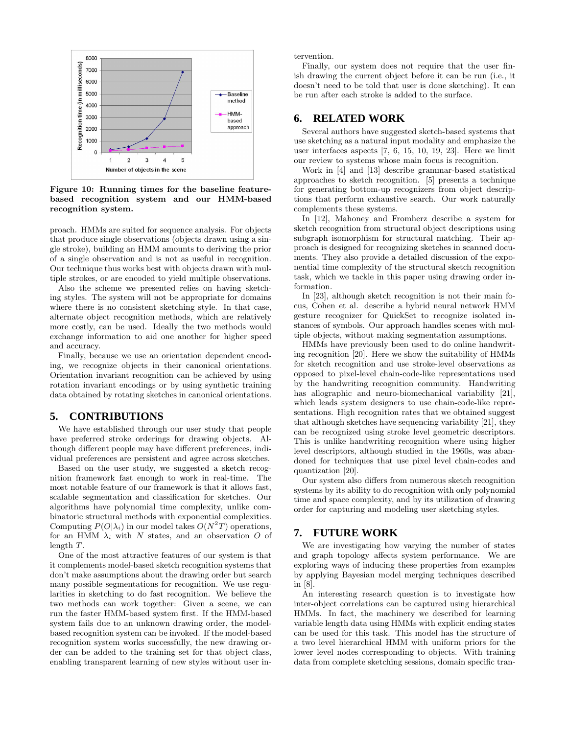Figure 10: Running times for the baseline feature-based recognition system and our HMM-based recognition system.

proach. HMMs are suited for sequence analysis. For objects that produce single observations (objects drawn using a single stroke), building an HMM amounts to deriving the prior of a single observation and is not as useful in recognition. Our technique thus works best with objects drawn with multiple strokes, or are encoded to yield multiple observations.

Also the scheme we presented relies on having sketching styles. The system will not be appropriate for domains where there is no consistent sketching style. In that case, alternate object recognition methods, which are relatively more costly, can be used. Ideally the two methods would exchange information to aid one another for higher speed and accuracy.

Finally, because we use an orientation dependent encoding, we recognize objects in their canonical orientations. Orientation invariant recognition can be achieved by using rotation invariant encodings or by using synthetic training data obtained by rotating sketches in canonical orientations.

## 5. CONTRIBUTIONS

We have established through our user study that people have preferred stroke orderings for drawing objects. Although different people may have different preferences, individual preferences are persistent and agree across sketches.

Based on the user study, we suggested a sketch recognition framework fast enough to work in real-time. The most notable feature of our framework is that it allows fast, scalable segmentation and classification for sketches. Our algorithms have polynomial time complexity, unlike combinatoric structural methods with exponential complexities. Computing $P(O|\lambda_i)$ in our model takes $O(N^2T)$ operations, for an HMM $\lambda_i$ with $N$ states, and an observation $O$ of length $T$.

One of the most attractive features of our system is that it complements model-based sketch recognition systems that don't make assumptions about the drawing order but search many possible segmentations for recognition. We use regularities in sketching to do fast recognition. We believe the two methods can work together: Given a scene, we can run the faster HMM-based system first. If the HMM-based system fails due to an unknown drawing order, the model-based recognition system can be invoked. If the model-based recognition system works successfully, the new drawing order can be added to the training set for that object class, enabling transparent learning of new styles without user intervention.

Finally, our system does not require that the user finish drawing the current object before it can be run (i.e., it doesn't need to be told that user is done sketching). It can be run after each stroke is added to the surface.

## 6. RELATED WORK

Several authors have suggested sketch-based systems that use sketching as a natural input modality and emphasize the user interfaces aspects [7, 6, 15, 10, 19, 23]. Here we limit our review to systems whose main focus is recognition.

Work in [4] and [13] describe grammar-based statistical approaches to sketch recognition. [5] presents a technique for generating bottom-up recognizers from object descriptions that perform exhaustive search. Our work naturally complements these systems.

In [12], Mahoney and Fromherz describe a system for sketch recognition from structural object descriptions using subgraph isomorphism for structural matching. Their approach is designed for recognizing sketches in scanned documents. They also provide a detailed discussion of the exponential time complexity of the structural sketch recognition task, which we tackle in this paper using drawing order information.

In [23], although sketch recognition is not their main focus, Cohen et al. describe a hybrid neural network HMM gesture recognizer for QuickSet to recognize isolated instances of symbols. Our approach handles scenes with multiple objects, without making segmentation assumptions.

HMMs have previously been used to do online handwriting recognition [20]. Here we show the suitability of HMMs for sketch recognition and use stroke-level observations as opposed to pixel-level chain-code-like representations used by the handwriting recognition community. Handwriting has allographic and neuro-biomechanical variability [21], which leads system designers to use chain-code-like representations. High recognition rates that we obtained suggest that although sketches have sequencing variability [21], they can be recognized using stroke level geometric descriptors. This is unlike handwriting recognition where using higher level descriptors, although studied in the 1960s, was abandoned for techniques that use pixel level chain-codes and quantization [20].

Our system also differs from numerous sketch recognition systems by its ability to do recognition with only polynomial time and space complexity, and by its utilization of drawing order for capturing and modeling user sketching styles.

## 7. FUTURE WORK

We are investigating how varying the number of states and graph topology affects system performance. We are exploring ways of inducing these properties from examples by applying Bayesian model merging techniques described in [8].

An interesting research question is to investigate how inter-object correlations can be captured using hierarchical HMMs. In fact, the machinery we described for learning variable length data using HMMs with explicit ending states can be used for this task. This model has the structure of a two level hierarchical HMM with uniform priors for the lower level nodes corresponding to objects. With training data from complete sketching sessions, domain specific tran-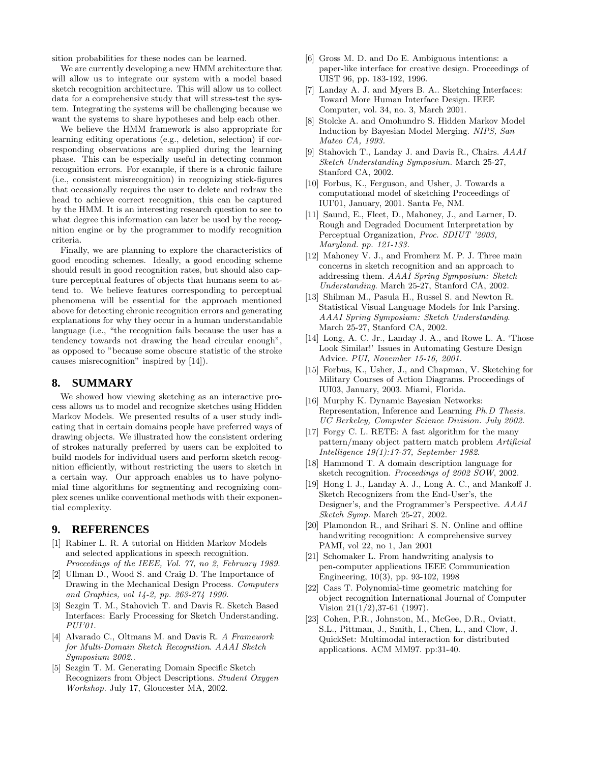sition probabilities for these nodes can be learned.

We are currently developing a new HMM architecture that will allow us to integrate our system with a model based sketch recognition architecture. This will allow us to collect data for a comprehensive study that will stress-test the system. Integrating the systems will be challenging because we want the systems to share hypotheses and help each other.

We believe the HMM framework is also appropriate for learning editing operations (e.g., deletion, selection) if corresponding observations are supplied during the learning phase. This can be especially useful in detecting common recognition errors. For example, if there is a chronic failure (i.e., consistent misrecognition) in recognizing stick-figures that occasionally requires the user to delete and redraw the head to achieve correct recognition, this can be captured by the HMM. It is an interesting research question to see to what degree this information can later be used by the recognition engine or by the programmer to modify recognition criteria.

Finally, we are planning to explore the characteristics of good encoding schemes. Ideally, a good encoding scheme should result in good recognition rates, but should also capture perceptual features of objects that humans seem to attend to. We believe features corresponding to perceptual phenomena will be essential for the approach mentioned above for detecting chronic recognition errors and generating explanations for why they occur in a human understandable language (i.e., "the recognition fails because the user has a tendency towards not drawing the head circular enough", as opposed to "because some obscure statistic of the stroke causes misrecognition" inspired by [14]).

## 8. SUMMARY

We showed how viewing sketching as an interactive process allows us to model and recognize sketches using Hidden Markov Models. We presented results of a user study indicating that in certain domains people have preferred ways of drawing objects. We illustrated how the consistent ordering of strokes naturally preferred by users can be exploited to build models for individual users and perform sketch recognition efficiently, without restricting the users to sketch in a certain way. Our approach enables us to have polynomial time algorithms for segmenting and recognizing complex scenes unlike conventional methods with their exponential complexity.

## 9. REFERENCES

[1] Rabiner L. R. A tutorial on Hidden Markov Models and selected applications in speech recognition. *Proceedings of the IEEE, Vol. 77, no 2, February 1989.*

[2] Ullman D., Wood S. and Craig D. The Importance of Drawing in the Mechanical Design Process. *Computers and Graphics, vol 14-2, pp. 263-274 1990.*

[3] Sezgin T. M., Stahovich T. and Davis R. Sketch Based Interfaces: Early Processing for Sketch Understanding. *PUI'01.*

[4] Alvarado C., Oltmans M. and Davis R. *A Framework for Multi-Domain Sketch Recognition. AAAI Sketch Symposium 2002..*

[5] Sezgin T. M. Generating Domain Specific Sketch Recognizers from Object Descriptions. *Student Oxygen Workshop.* July 17, Gloucester MA, 2002.

[6] Gross M. D. and Do E. Ambiguous intentions: a paper-like interface for creative design. Proceedings of UIST 96, pp. 183-192, 1996.

[7] Landay A. J. and Myers B. A.. Sketching Interfaces: Toward More Human Interface Design. IEEE Computer, vol. 34, no. 3, March 2001.

[8] Stolcke A. and Omohundro S. Hidden Markov Model Induction by Bayesian Model Merging. *NIPS, San Mateo CA, 1993.*

[9] Stahovich T., Landay J. and Davis R., Chairs. *AAAI Sketch Understanding Symposium.* March 25-27, Stanford CA, 2002.

[10] Forbus, K., Ferguson, and Usher, J. Towards a computational model of sketching Proceedings of IUI'01, January, 2001. Santa Fe, NM.

[11] Saund, E., Fleet, D., Mahoney, J., and Larner, D. Rough and Degraded Document Interpretation by Perceptual Organization, *Proc. SDIUT '2003, Maryland. pp. 121-133.*

[12] Mahoney V. J., and Fromherz M. P. J. Three main concerns in sketch recognition and an approach to addressing them. *AAAI Spring Symposium: Sketch Understanding*. March 25-27, Stanford CA, 2002.

[13] Shilman M., Pasula H., Russel S. and Newton R. Statistical Visual Language Models for Ink Parsing. *AAAI Spring Symposium: Sketch Understanding*. March 25-27, Stanford CA, 2002.

[14] Long, A. C. Jr., Landay J. A., and Rowe L. A. 'Those Look Similar!' Issues in Automating Gesture Design Advice. *PUI, November 15-16, 2001.*

[15] Forbus, K., Usher, J., and Chapman, V. Sketching for Military Courses of Action Diagrams. Proceedings of IUI03, January, 2003. Miami, Florida.

[16] Murphy K. Dynamic Bayesian Networks: Representation, Inference and Learning *Ph.D Thesis. UC Berkeley, Computer Science Division. July 2002.*

[17] Forgy C. L. RETE: A fast algorithm for the many pattern/many object pattern match problem *Artificial Intelligence 19(1):17-37, September 1982.*

[18] Hammond T. A domain description language for sketch recognition. *Proceedings of 2002 SOW*, 2002.

[19] Hong I. J., Landay A. J., Long A. C., and Mankoff J. Sketch Recognizers from the End-User's, the Designer's, and the Programmer's Perspective. *AAAI Sketch Symp.* March 25-27, 2002.

[20] Plamondon R., and Srihari S. N. Online and offline handwriting recognition: A comprehensive survey PAMI, vol 22, no 1, Jan 2001

[21] Schomaker L. From handwriting analysis to pen-computer applications IEEE Communication Engineering, 10(3), pp. 93-102, 1998

[22] Cass T. Polynomial-time geometric matching for object recognition International Journal of Computer Vision 21(1/2),37-61 (1997).

[23] Cohen, P.R., Johnston, M., McGee, D.R., Oviatt, S.L., Pittman, J., Smith, I., Chen, L., and Clow, J. QuickSet: Multimodal interaction for distributed applications. ACM MM97. pp:31-40.